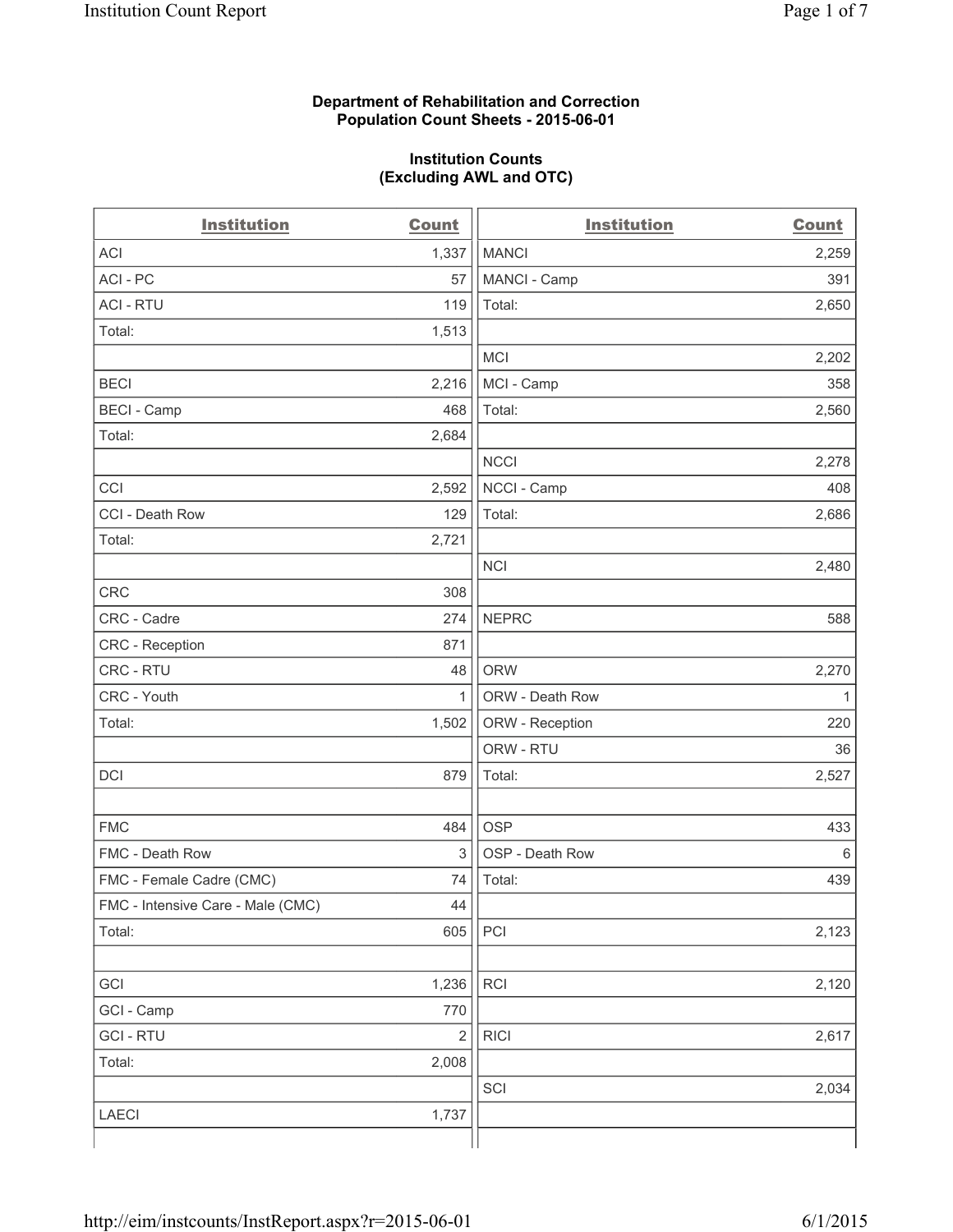**Department of Rehabilitation and Correction**
**Population Count Sheets - 2015-06-01**

**Institution Counts**
**(Excluding AWL and OTC)**

| Institution | Count |
|---|---|
| ACI | 1,337 |
| ACI - PC | 57 |
| ACI - RTU | 119 |
| Total: | 1,513 |
| | |
| BECI | 2,216 |
| BECI - Camp | 468 |
| Total: | 2,684 |
| | |
| CCI | 2,592 |
| CCI - Death Row | 129 |
| Total: | 2,721 |
| | |
| CRC | 308 |
| CRC - Cadre | 274 |
| CRC - Reception | 871 |
| CRC - RTU | 48 |
| CRC - Youth | 1 |
| Total: | 1,502 |
| | |
| DCI | 879 |
| | |
| FMC | 484 |
| FMC - Death Row | 3 |
| FMC - Female Cadre (CMC) | 74 |
| FMC - Intensive Care - Male (CMC) | 44 |
| Total: | 605 |
| | |
| GCI | 1,236 |
| GCI - Camp | 770 |
| GCI - RTU | 2 |
| Total: | 2,008 |
| | |
| LAECI | 1,737 |

| Institution | Count |
|---|---|
| MANCI | 2,259 |
| MANCI - Camp | 391 |
| Total: | 2,650 |
| | |
| MCI | 2,202 |
| MCI - Camp | 358 |
| Total: | 2,560 |
| | |
| NCCI | 2,278 |
| NCCI - Camp | 408 |
| Total: | 2,686 |
| | |
| NCI | 2,480 |
| | |
| NEPRC | 588 |
| | |
| ORW | 2,270 |
| ORW - Death Row | 1 |
| ORW - Reception | 220 |
| ORW - RTU | 36 |
| Total: | 2,527 |
| | |
| OSP | 433 |
| OSP - Death Row | 6 |
| Total: | 439 |
| | |
| PCI | 2,123 |
| | |
| RCI | 2,120 |
| | |
| RICI | 2,617 |
| | |
| SCI | 2,034 |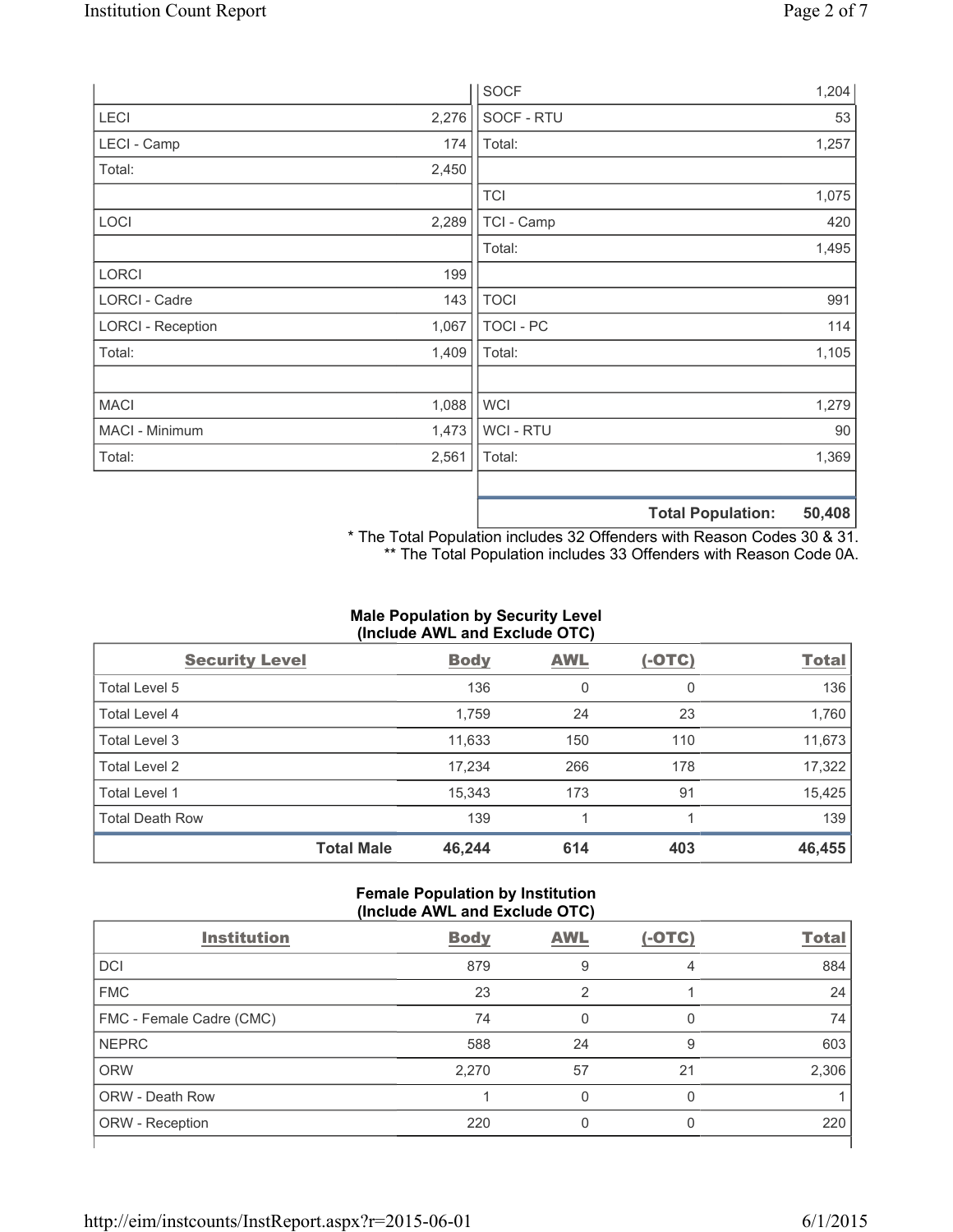| | | | |
|---|---|---|---|
| | | SOCF | 1,204 |
| LECI | 2,276 | SOCF - RTU | 53 |
| LECI - Camp | 174 | Total: | 1,257 |
| Total: | 2,450 | | |
| | | TCI | 1,075 |
| LOCI | 2,289 | TCI - Camp | 420 |
| | | Total: | 1,495 |
| LORCI | 199 | | |
| LORCI - Cadre | 143 | TOCI | 991 |
| LORCI - Reception | 1,067 | TOCI - PC | 114 |
| Total: | 1,409 | Total: | 1,105 |
| | | | |
| MACI | 1,088 | WCI | 1,279 |
| MACI - Minimum | 1,473 | WCI - RTU | 90 |
| Total: | 2,561 | Total: | 1,369 |
| | | | |
| | | **Total Population:** | **50,408** |

\* The Total Population includes 32 Offenders with Reason Codes 30 & 31.

\*\* The Total Population includes 33 Offenders with Reason Code 0A.

### Male Population by Security Level (Include AWL and Exclude OTC)

| Security Level | Body | AWL | (-OTC) | Total |
|---|---|---|---|---|
| Total Level 5 | 136 | 0 | 0 | 136 |
| Total Level 4 | 1,759 | 24 | 23 | 1,760 |
| Total Level 3 | 11,633 | 150 | 110 | 11,673 |
| Total Level 2 | 17,234 | 266 | 178 | 17,322 |
| Total Level 1 | 15,343 | 173 | 91 | 15,425 |
| Total Death Row | 139 | 1 | 1 | 139 |
| **Total Male** | **46,244** | **614** | **403** | **46,455** |

### Female Population by Institution (Include AWL and Exclude OTC)

| Institution | Body | AWL | (-OTC) | Total |
|---|---|---|---|---|
| DCI | 879 | 9 | 4 | 884 |
| FMC | 23 | 2 | 1 | 24 |
| FMC - Female Cadre (CMC) | 74 | 0 | 0 | 74 |
| NEPRC | 588 | 24 | 9 | 603 |
| ORW | 2,270 | 57 | 21 | 2,306 |
| ORW - Death Row | 1 | 0 | 0 | 1 |
| ORW - Reception | 220 | 0 | 0 | 220 |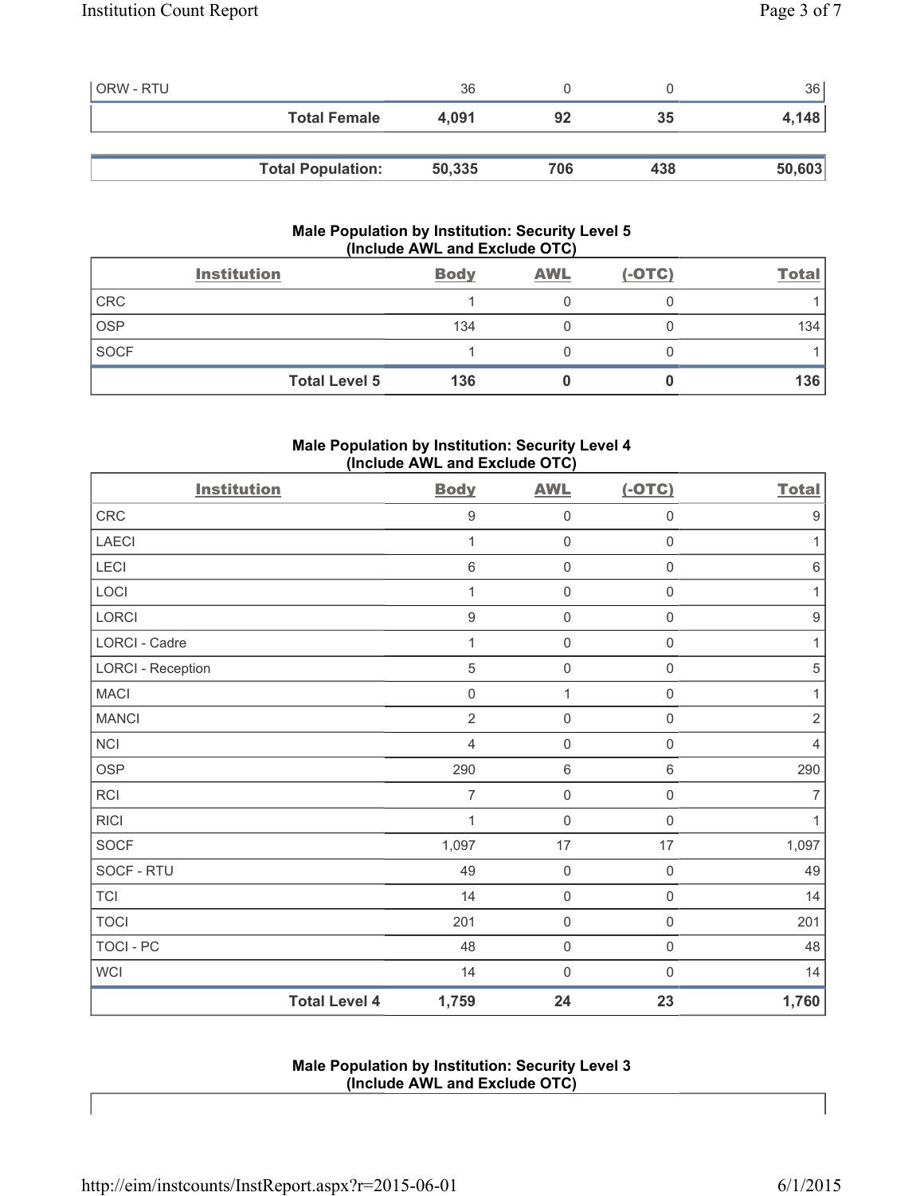| ORW - RTU | 36 | 0 | 0 | 36 |
|---|---|---|---|---|
| **Total Female** | **4,091** | **92** | **35** | **4,148** |

| **Total Population:** | **50,335** | **706** | **438** | **50,603** |
|---|---|---|---|---|

### Male Population by Institution: Security Level 5 (Include AWL and Exclude OTC)

| Institution | Body | AWL | (-OTC) | Total |
|---|---|---|---|---|
| CRC | 1 | 0 | 0 | 1 |
| OSP | 134 | 0 | 0 | 134 |
| SOCF | 1 | 0 | 0 | 1 |
| **Total Level 5** | **136** | **0** | **0** | **136** |

### Male Population by Institution: Security Level 4 (Include AWL and Exclude OTC)

| Institution | Body | AWL | (-OTC) | Total |
|---|---|---|---|---|
| CRC | 9 | 0 | 0 | 9 |
| LAECI | 1 | 0 | 0 | 1 |
| LECI | 6 | 0 | 0 | 6 |
| LOCI | 1 | 0 | 0 | 1 |
| LORCI | 9 | 0 | 0 | 9 |
| LORCI - Cadre | 1 | 0 | 0 | 1 |
| LORCI - Reception | 5 | 0 | 0 | 5 |
| MACI | 0 | 1 | 0 | 1 |
| MANCI | 2 | 0 | 0 | 2 |
| NCI | 4 | 0 | 0 | 4 |
| OSP | 290 | 6 | 6 | 290 |
| RCI | 7 | 0 | 0 | 7 |
| RICI | 1 | 0 | 0 | 1 |
| SOCF | 1,097 | 17 | 17 | 1,097 |
| SOCF - RTU | 49 | 0 | 0 | 49 |
| TCI | 14 | 0 | 0 | 14 |
| TOCI | 201 | 0 | 0 | 201 |
| TOCI - PC | 48 | 0 | 0 | 48 |
| WCI | 14 | 0 | 0 | 14 |
| **Total Level 4** | **1,759** | **24** | **23** | **1,760** |

### Male Population by Institution: Security Level 3 (Include AWL and Exclude OTC)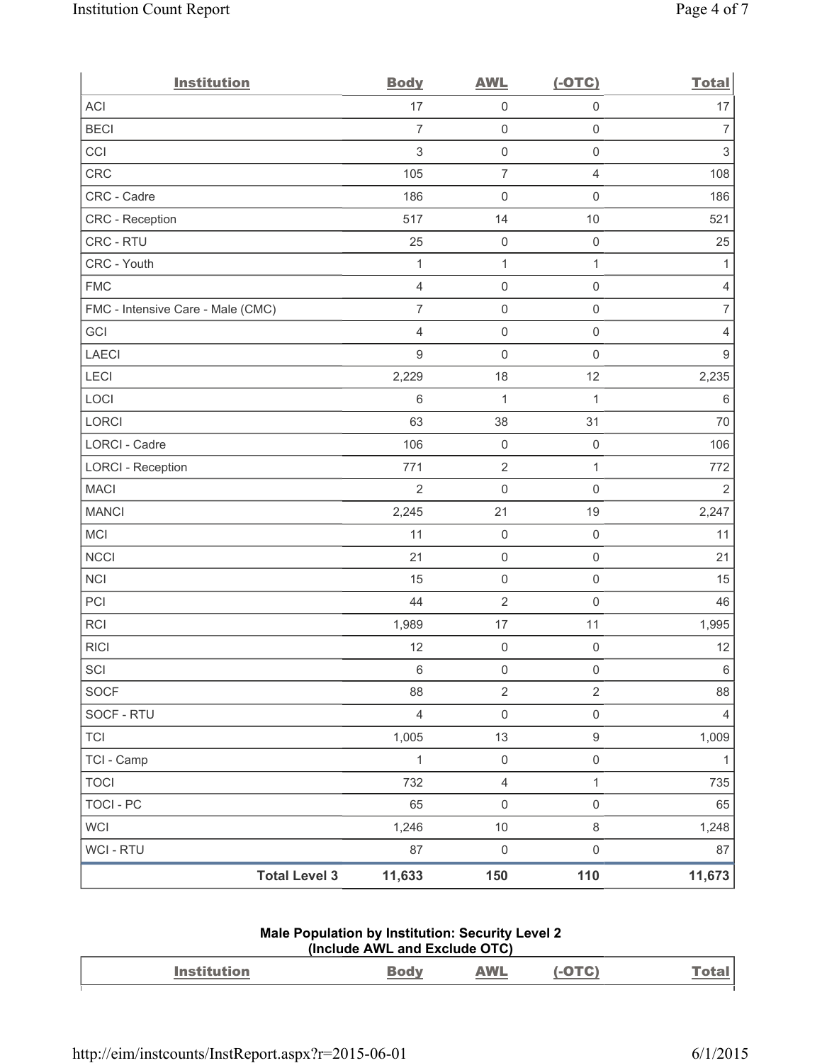| Institution | Body | AWL | (-OTC) | Total |
|---|---|---|---|---|
| ACI | 17 | 0 | 0 | 17 |
| BECI | 7 | 0 | 0 | 7 |
| CCI | 3 | 0 | 0 | 3 |
| CRC | 105 | 7 | 4 | 108 |
| CRC - Cadre | 186 | 0 | 0 | 186 |
| CRC - Reception | 517 | 14 | 10 | 521 |
| CRC - RTU | 25 | 0 | 0 | 25 |
| CRC - Youth | 1 | 1 | 1 | 1 |
| FMC | 4 | 0 | 0 | 4 |
| FMC - Intensive Care - Male (CMC) | 7 | 0 | 0 | 7 |
| GCI | 4 | 0 | 0 | 4 |
| LAECI | 9 | 0 | 0 | 9 |
| LECI | 2,229 | 18 | 12 | 2,235 |
| LOCI | 6 | 1 | 1 | 6 |
| LORCI | 63 | 38 | 31 | 70 |
| LORCI - Cadre | 106 | 0 | 0 | 106 |
| LORCI - Reception | 771 | 2 | 1 | 772 |
| MACI | 2 | 0 | 0 | 2 |
| MANCI | 2,245 | 21 | 19 | 2,247 |
| MCI | 11 | 0 | 0 | 11 |
| NCCI | 21 | 0 | 0 | 21 |
| NCI | 15 | 0 | 0 | 15 |
| PCI | 44 | 2 | 0 | 46 |
| RCI | 1,989 | 17 | 11 | 1,995 |
| RICI | 12 | 0 | 0 | 12 |
| SCI | 6 | 0 | 0 | 6 |
| SOCF | 88 | 2 | 2 | 88 |
| SOCF - RTU | 4 | 0 | 0 | 4 |
| TCI | 1,005 | 13 | 9 | 1,009 |
| TCI - Camp | 1 | 0 | 0 | 1 |
| TOCI | 732 | 4 | 1 | 735 |
| TOCI - PC | 65 | 0 | 0 | 65 |
| WCI | 1,246 | 10 | 8 | 1,248 |
| WCI - RTU | 87 | 0 | 0 | 87 |
| **Total Level 3** | **11,633** | **150** | **110** | **11,673** |

**Male Population by Institution: Security Level 2**
**(Include AWL and Exclude OTC)**

| Institution | Body | AWL | (-OTC) | Total |
|---|---|---|---|---|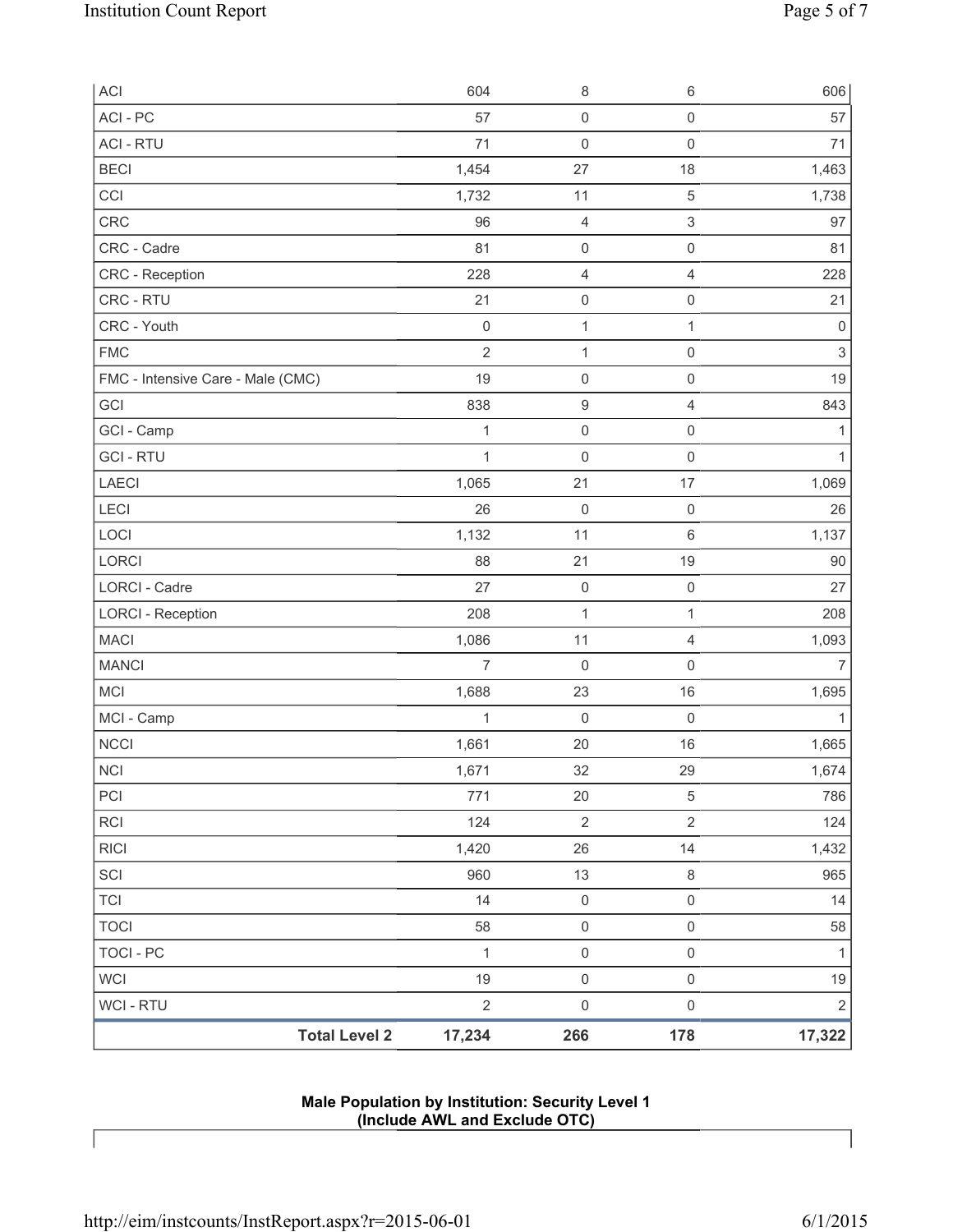| | | | |
|---|---|---|---|
| ACI | 604 | 8 | 6 | 606 |
| ACI - PC | 57 | 0 | 0 | 57 |
| ACI - RTU | 71 | 0 | 0 | 71 |
| BECI | 1,454 | 27 | 18 | 1,463 |
| CCI | 1,732 | 11 | 5 | 1,738 |
| CRC | 96 | 4 | 3 | 97 |
| CRC - Cadre | 81 | 0 | 0 | 81 |
| CRC - Reception | 228 | 4 | 4 | 228 |
| CRC - RTU | 21 | 0 | 0 | 21 |
| CRC - Youth | 0 | 1 | 1 | 0 |
| FMC | 2 | 1 | 0 | 3 |
| FMC - Intensive Care - Male (CMC) | 19 | 0 | 0 | 19 |
| GCI | 838 | 9 | 4 | 843 |
| GCI - Camp | 1 | 0 | 0 | 1 |
| GCI - RTU | 1 | 0 | 0 | 1 |
| LAECI | 1,065 | 21 | 17 | 1,069 |
| LECI | 26 | 0 | 0 | 26 |
| LOCI | 1,132 | 11 | 6 | 1,137 |
| LORCI | 88 | 21 | 19 | 90 |
| LORCI - Cadre | 27 | 0 | 0 | 27 |
| LORCI - Reception | 208 | 1 | 1 | 208 |
| MACI | 1,086 | 11 | 4 | 1,093 |
| MANCI | 7 | 0 | 0 | 7 |
| MCI | 1,688 | 23 | 16 | 1,695 |
| MCI - Camp | 1 | 0 | 0 | 1 |
| NCCI | 1,661 | 20 | 16 | 1,665 |
| NCI | 1,671 | 32 | 29 | 1,674 |
| PCI | 771 | 20 | 5 | 786 |
| RCI | 124 | 2 | 2 | 124 |
| RICI | 1,420 | 26 | 14 | 1,432 |
| SCI | 960 | 13 | 8 | 965 |
| TCI | 14 | 0 | 0 | 14 |
| TOCI | 58 | 0 | 0 | 58 |
| TOCI - PC | 1 | 0 | 0 | 1 |
| WCI | 19 | 0 | 0 | 19 |
| WCI - RTU | 2 | 0 | 0 | 2 |
| **Total Level 2** | **17,234** | **266** | **178** | **17,322** |

**Male Population by Institution: Security Level 1 (Include AWL and Exclude OTC)**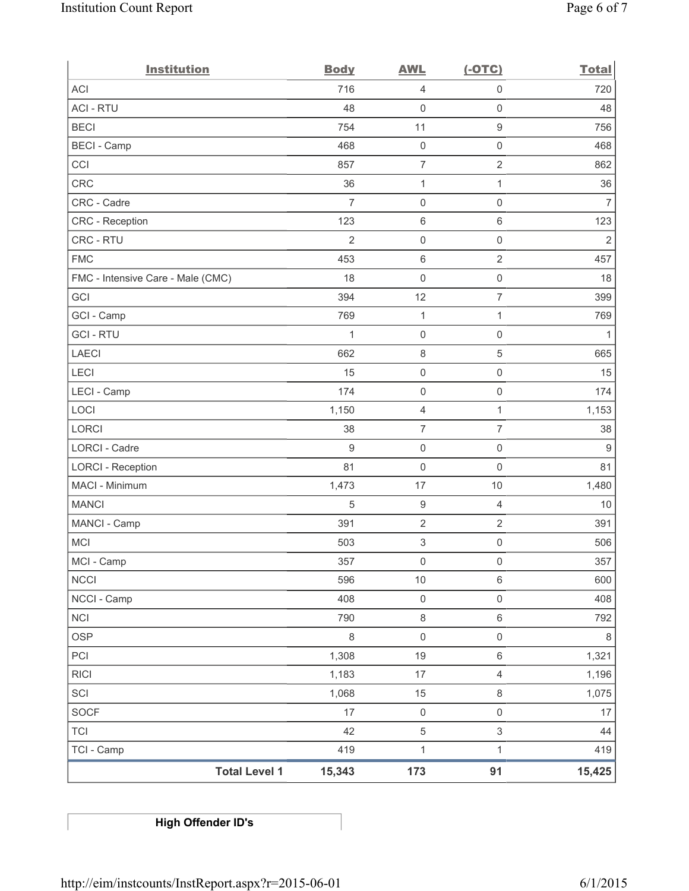| Institution | Body | AWL | (-OTC) | Total |
|---|---|---|---|---|
| ACI | 716 | 4 | 0 | 720 |
| ACI - RTU | 48 | 0 | 0 | 48 |
| BECI | 754 | 11 | 9 | 756 |
| BECI - Camp | 468 | 0 | 0 | 468 |
| CCI | 857 | 7 | 2 | 862 |
| CRC | 36 | 1 | 1 | 36 |
| CRC - Cadre | 7 | 0 | 0 | 7 |
| CRC - Reception | 123 | 6 | 6 | 123 |
| CRC - RTU | 2 | 0 | 0 | 2 |
| FMC | 453 | 6 | 2 | 457 |
| FMC - Intensive Care - Male (CMC) | 18 | 0 | 0 | 18 |
| GCI | 394 | 12 | 7 | 399 |
| GCI - Camp | 769 | 1 | 1 | 769 |
| GCI - RTU | 1 | 0 | 0 | 1 |
| LAECI | 662 | 8 | 5 | 665 |
| LECI | 15 | 0 | 0 | 15 |
| LECI - Camp | 174 | 0 | 0 | 174 |
| LOCI | 1,150 | 4 | 1 | 1,153 |
| LORCI | 38 | 7 | 7 | 38 |
| LORCI - Cadre | 9 | 0 | 0 | 9 |
| LORCI - Reception | 81 | 0 | 0 | 81 |
| MACI - Minimum | 1,473 | 17 | 10 | 1,480 |
| MANCI | 5 | 9 | 4 | 10 |
| MANCI - Camp | 391 | 2 | 2 | 391 |
| MCI | 503 | 3 | 0 | 506 |
| MCI - Camp | 357 | 0 | 0 | 357 |
| NCCI | 596 | 10 | 6 | 600 |
| NCCI - Camp | 408 | 0 | 0 | 408 |
| NCI | 790 | 8 | 6 | 792 |
| OSP | 8 | 0 | 0 | 8 |
| PCI | 1,308 | 19 | 6 | 1,321 |
| RICI | 1,183 | 17 | 4 | 1,196 |
| SCI | 1,068 | 15 | 8 | 1,075 |
| SOCF | 17 | 0 | 0 | 17 |
| TCI | 42 | 5 | 3 | 44 |
| TCI - Camp | 419 | 1 | 1 | 419 |
| **Total Level 1** | **15,343** | **173** | **91** | **15,425** |

**High Offender ID's**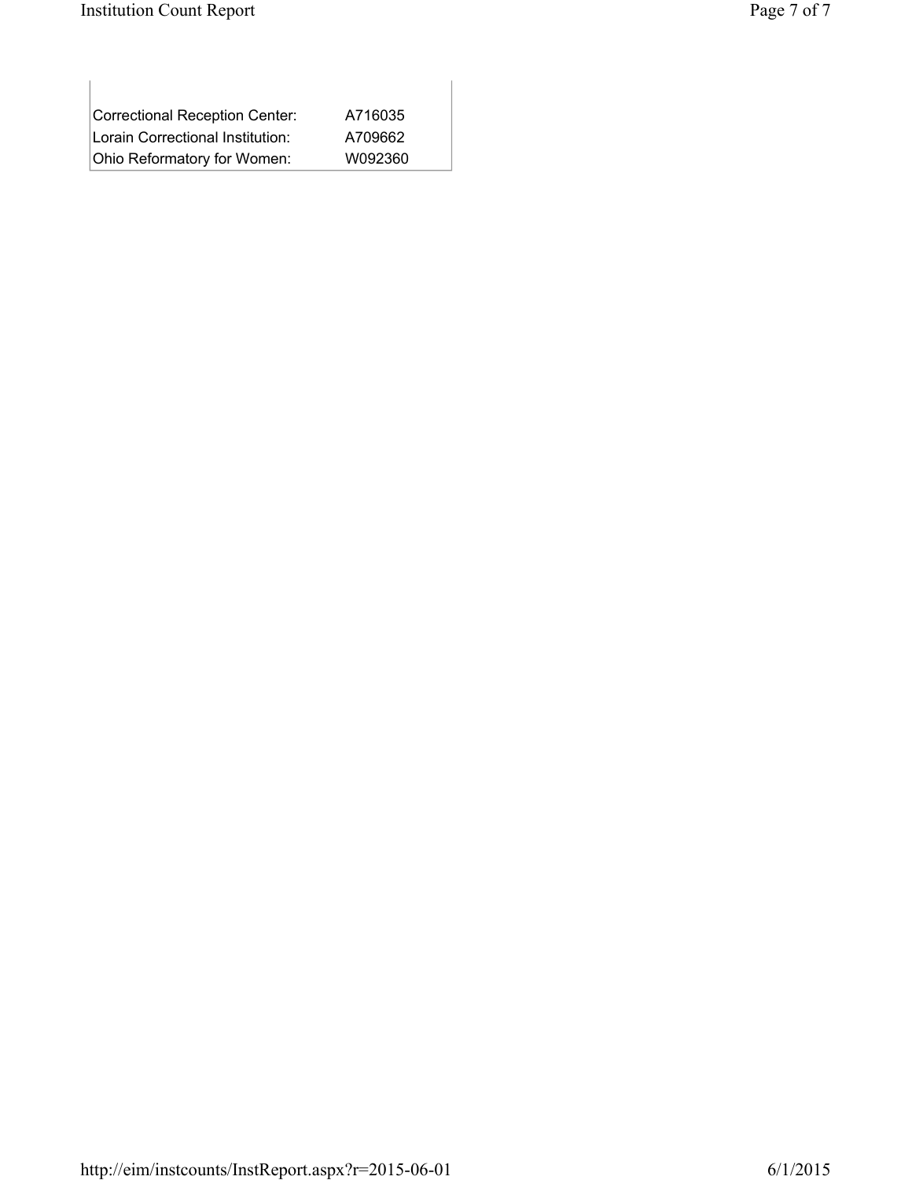| | |
|---|---|
| Correctional Reception Center: | A716035 |
| Lorain Correctional Institution: | A709662 |
| Ohio Reformatory for Women: | W092360 |